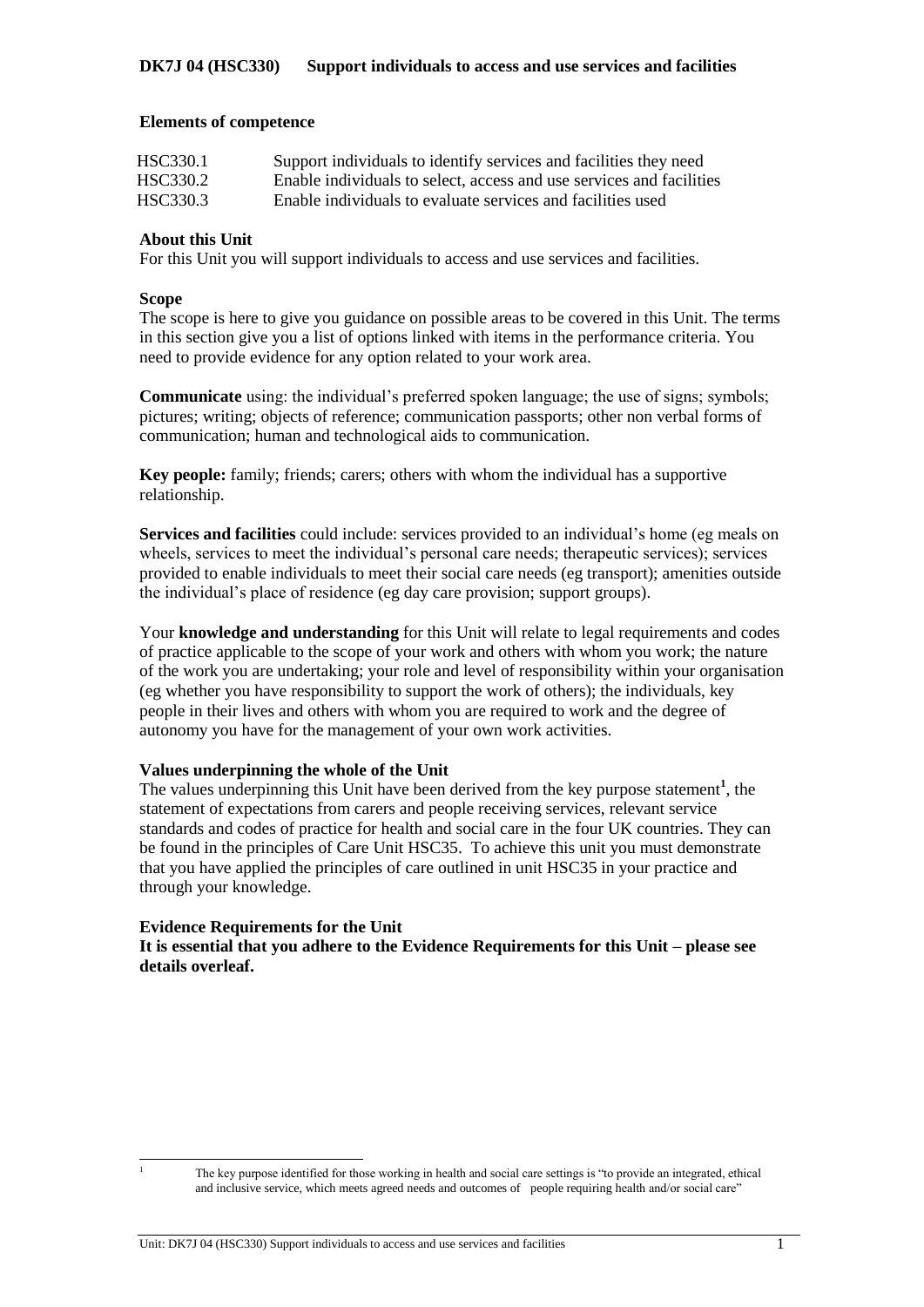# DK7J 04 (HSC330) Support individuals to access and use services and facilities

## Elements of competence

| | |
|---|---|
| HSC330.1 | Support individuals to identify services and facilities they need |
| HSC330.2 | Enable individuals to select, access and use services and facilities |
| HSC330.3 | Enable individuals to evaluate services and facilities used |

### About this Unit

For this Unit you will support individuals to access and use services and facilities.

### Scope

The scope is here to give you guidance on possible areas to be covered in this Unit. The terms in this section give you a list of options linked with items in the performance criteria. You need to provide evidence for any option related to your work area.

**Communicate** using: the individual's preferred spoken language; the use of signs; symbols; pictures; writing; objects of reference; communication passports; other non verbal forms of communication; human and technological aids to communication.

**Key people:** family; friends; carers; others with whom the individual has a supportive relationship.

**Services and facilities** could include: services provided to an individual's home (eg meals on wheels, services to meet the individual's personal care needs; therapeutic services); services provided to enable individuals to meet their social care needs (eg transport); amenities outside the individual's place of residence (eg day care provision; support groups).

Your **knowledge and understanding** for this Unit will relate to legal requirements and codes of practice applicable to the scope of your work and others with whom you work; the nature of the work you are undertaking; your role and level of responsibility within your organisation (eg whether you have responsibility to support the work of others); the individuals, key people in their lives and others with whom you are required to work and the degree of autonomy you have for the management of your own work activities.

### Values underpinning the whole of the Unit

The values underpinning this Unit have been derived from the key purpose statement[1], the statement of expectations from carers and people receiving services, relevant service standards and codes of practice for health and social care in the four UK countries. They can be found in the principles of Care Unit HSC35. To achieve this unit you must demonstrate that you have applied the principles of care outlined in unit HSC35 in your practice and through your knowledge.

### Evidence Requirements for the Unit

**It is essential that you adhere to the Evidence Requirements for this Unit – please see details overleaf.**

[1] The key purpose identified for those working in health and social care settings is "to provide an integrated, ethical and inclusive service, which meets agreed needs and outcomes of people requiring health and/or social care"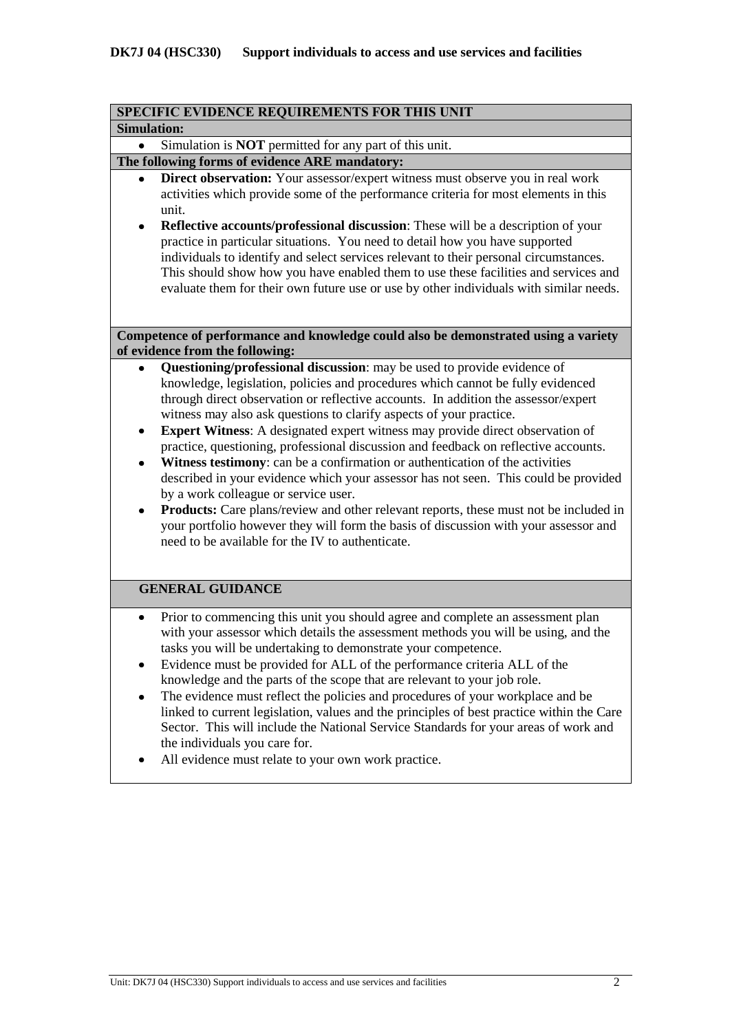**DK7J 04 (HSC330) Support individuals to access and use services and facilities**

## SPECIFIC EVIDENCE REQUIREMENTS FOR THIS UNIT

**Simulation:**

- Simulation is **NOT** permitted for any part of this unit.

**The following forms of evidence ARE mandatory:**

- **Direct observation:** Your assessor/expert witness must observe you in real work activities which provide some of the performance criteria for most elements in this unit.
- **Reflective accounts/professional discussion**: These will be a description of your practice in particular situations. You need to detail how you have supported individuals to identify and select services relevant to their personal circumstances. This should show how you have enabled them to use these facilities and services and evaluate them for their own future use or use by other individuals with similar needs.

**Competence of performance and knowledge could also be demonstrated using a variety of evidence from the following:**

- **Questioning/professional discussion**: may be used to provide evidence of knowledge, legislation, policies and procedures which cannot be fully evidenced through direct observation or reflective accounts. In addition the assessor/expert witness may also ask questions to clarify aspects of your practice.
- **Expert Witness**: A designated expert witness may provide direct observation of practice, questioning, professional discussion and feedback on reflective accounts.
- **Witness testimony**: can be a confirmation or authentication of the activities described in your evidence which your assessor has not seen. This could be provided by a work colleague or service user.
- **Products:** Care plans/review and other relevant reports, these must not be included in your portfolio however they will form the basis of discussion with your assessor and need to be available for the IV to authenticate.

## GENERAL GUIDANCE

- Prior to commencing this unit you should agree and complete an assessment plan with your assessor which details the assessment methods you will be using, and the tasks you will be undertaking to demonstrate your competence.
- Evidence must be provided for ALL of the performance criteria ALL of the knowledge and the parts of the scope that are relevant to your job role.
- The evidence must reflect the policies and procedures of your workplace and be linked to current legislation, values and the principles of best practice within the Care Sector. This will include the National Service Standards for your areas of work and the individuals you care for.
- All evidence must relate to your own work practice.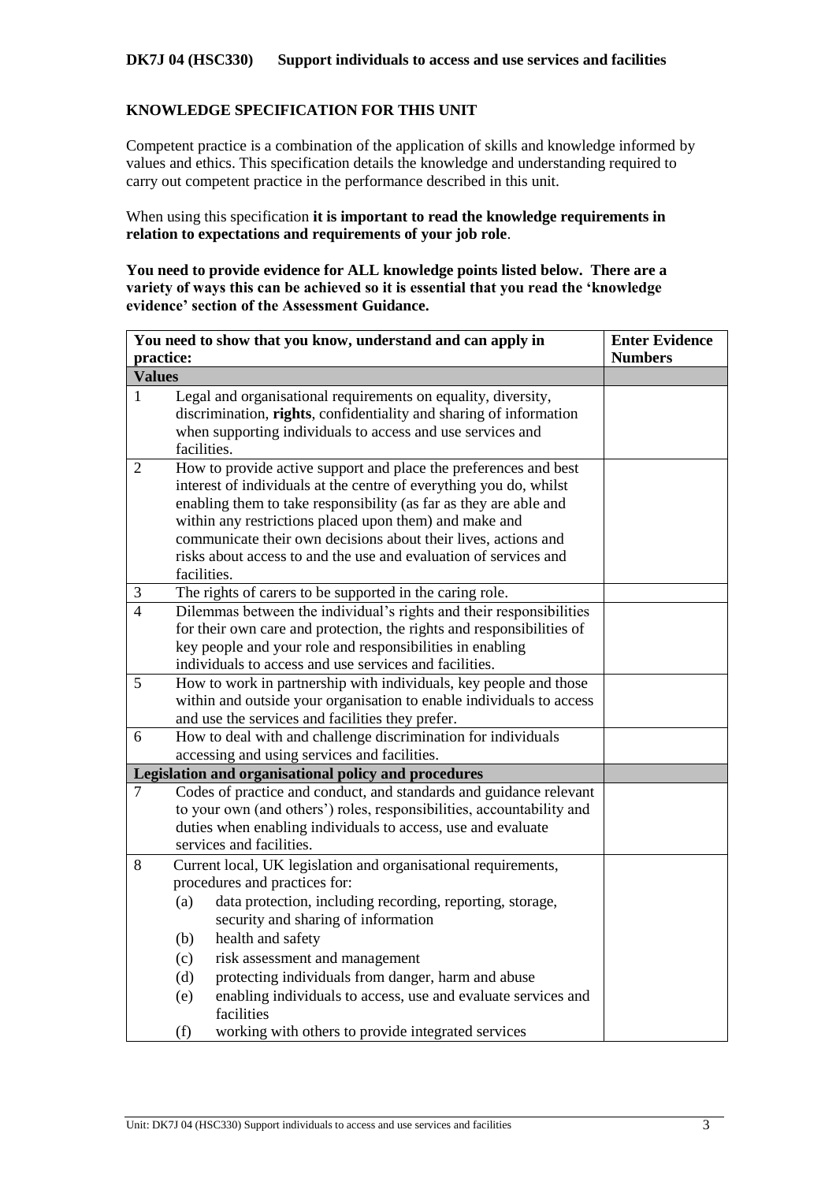**DK7J 04 (HSC330) Support individuals to access and use services and facilities**

**KNOWLEDGE SPECIFICATION FOR THIS UNIT**

Competent practice is a combination of the application of skills and knowledge informed by values and ethics. This specification details the knowledge and understanding required to carry out competent practice in the performance described in this unit.

When using this specification **it is important to read the knowledge requirements in relation to expectations and requirements of your job role**.

**You need to provide evidence for ALL knowledge points listed below. There are a variety of ways this can be achieved so it is essential that you read the 'knowledge evidence' section of the Assessment Guidance.**

| | You need to show that you know, understand and can apply in practice: | Enter Evidence Numbers |
|---|---|---|
| **Values** | | |
| 1 | Legal and organisational requirements on equality, diversity, discrimination, **rights**, confidentiality and sharing of information when supporting individuals to access and use services and facilities. | |
| 2 | How to provide active support and place the preferences and best interest of individuals at the centre of everything you do, whilst enabling them to take responsibility (as far as they are able and within any restrictions placed upon them) and make and communicate their own decisions about their lives, actions and risks about access to and the use and evaluation of services and facilities. | |
| 3 | The rights of carers to be supported in the caring role. | |
| 4 | Dilemmas between the individual's rights and their responsibilities for their own care and protection, the rights and responsibilities of key people and your role and responsibilities in enabling individuals to access and use services and facilities. | |
| 5 | How to work in partnership with individuals, key people and those within and outside your organisation to enable individuals to access and use the services and facilities they prefer. | |
| 6 | How to deal with and challenge discrimination for individuals accessing and using services and facilities. | |
| **Legislation and organisational policy and procedures** | | |
| 7 | Codes of practice and conduct, and standards and guidance relevant to your own (and others') roles, responsibilities, accountability and duties when enabling individuals to access, use and evaluate services and facilities. | |
| 8 | Current local, UK legislation and organisational requirements, procedures and practices for:<br>(a) data protection, including recording, reporting, storage, security and sharing of information<br>(b) health and safety<br>(c) risk assessment and management<br>(d) protecting individuals from danger, harm and abuse<br>(e) enabling individuals to access, use and evaluate services and facilities<br>(f) working with others to provide integrated services | |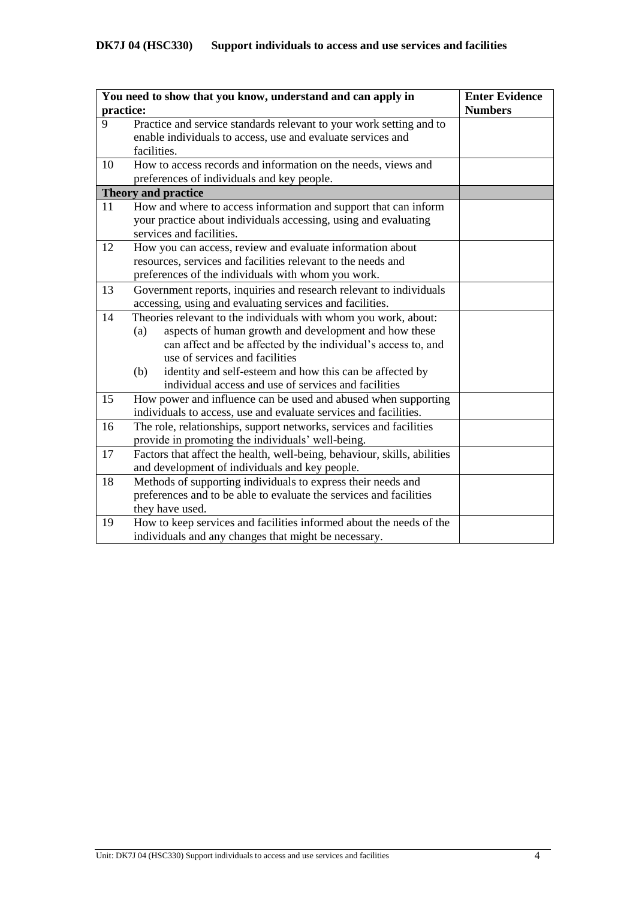**DK7J 04 (HSC330) Support individuals to access and use services and facilities**

| You need to show that you know, understand and can apply in practice: | | Enter Evidence Numbers |
|---|---|---|
| 9 | Practice and service standards relevant to your work setting and to enable individuals to access, use and evaluate services and facilities. | |
| 10 | How to access records and information on the needs, views and preferences of individuals and key people. | |
| **Theory and practice** | | |
| 11 | How and where to access information and support that can inform your practice about individuals accessing, using and evaluating services and facilities. | |
| 12 | How you can access, review and evaluate information about resources, services and facilities relevant to the needs and preferences of the individuals with whom you work. | |
| 13 | Government reports, inquiries and research relevant to individuals accessing, using and evaluating services and facilities. | |
| 14 | Theories relevant to the individuals with whom you work, about:<br>(a) aspects of human growth and development and how these can affect and be affected by the individual's access to, and use of services and facilities<br>(b) identity and self-esteem and how this can be affected by individual access and use of services and facilities | |
| 15 | How power and influence can be used and abused when supporting individuals to access, use and evaluate services and facilities. | |
| 16 | The role, relationships, support networks, services and facilities provide in promoting the individuals' well-being. | |
| 17 | Factors that affect the health, well-being, behaviour, skills, abilities and development of individuals and key people. | |
| 18 | Methods of supporting individuals to express their needs and preferences and to be able to evaluate the services and facilities they have used. | |
| 19 | How to keep services and facilities informed about the needs of the individuals and any changes that might be necessary. | |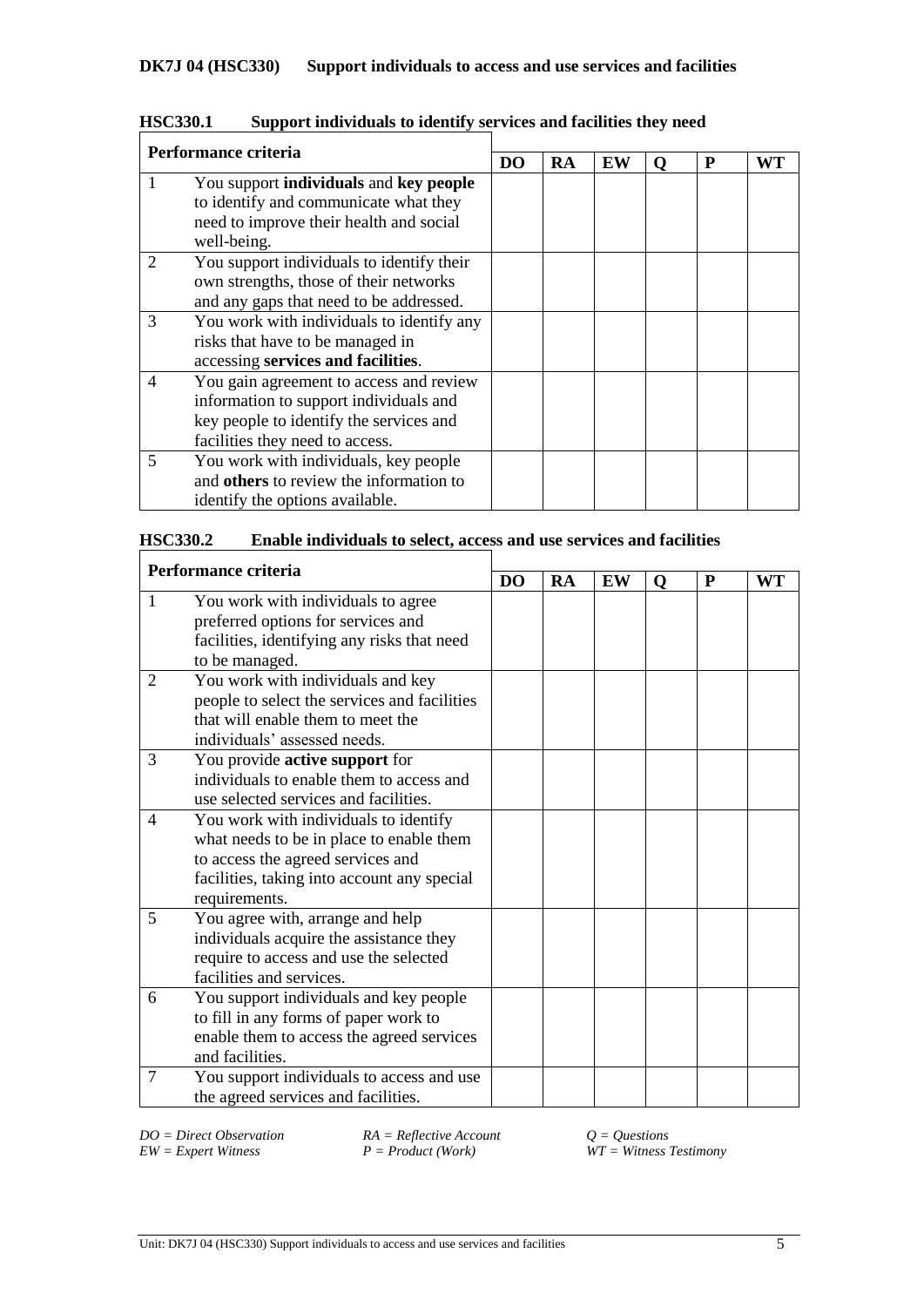## DK7J 04 (HSC330) Support individuals to access and use services and facilities

### HSC330.1 Support individuals to identify services and facilities they need

| Performance criteria | | DO | RA | EW | Q | P | WT |
|---|---|---|---|---|---|---|---|
| 1 | You support **individuals** and **key people** to identify and communicate what they need to improve their health and social well-being. | | | | | | |
| 2 | You support individuals to identify their own strengths, those of their networks and any gaps that need to be addressed. | | | | | | |
| 3 | You work with individuals to identify any risks that have to be managed in accessing **services and facilities**. | | | | | | |
| 4 | You gain agreement to access and review information to support individuals and key people to identify the services and facilities they need to access. | | | | | | |
| 5 | You work with individuals, key people and **others** to review the information to identify the options available. | | | | | | |

### HSC330.2 Enable individuals to select, access and use services and facilities

| Performance criteria | | DO | RA | EW | Q | P | WT |
|---|---|---|---|---|---|---|---|
| 1 | You work with individuals to agree preferred options for services and facilities, identifying any risks that need to be managed. | | | | | | |
| 2 | You work with individuals and key people to select the services and facilities that will enable them to meet the individuals' assessed needs. | | | | | | |
| 3 | You provide **active support** for individuals to enable them to access and use selected services and facilities. | | | | | | |
| 4 | You work with individuals to identify what needs to be in place to enable them to access the agreed services and facilities, taking into account any special requirements. | | | | | | |
| 5 | You agree with, arrange and help individuals acquire the assistance they require to access and use the selected facilities and services. | | | | | | |
| 6 | You support individuals and key people to fill in any forms of paper work to enable them to access the agreed services and facilities. | | | | | | |
| 7 | You support individuals to access and use the agreed services and facilities. | | | | | | |

*DO = Direct Observation*　　*RA = Reflective Account*　　*Q = Questions*
*EW = Expert Witness*　　*P = Product (Work)*　　*WT = Witness Testimony*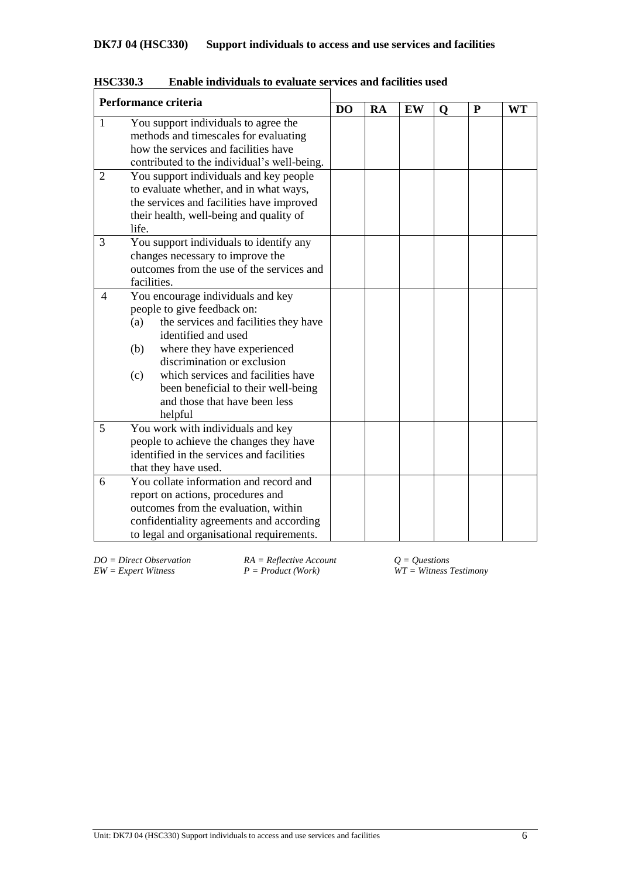**DK7J 04 (HSC330) Support individuals to access and use services and facilities**

**HSC330.3 Enable individuals to evaluate services and facilities used**

| Performance criteria | | DO | RA | EW | Q | P | WT |
|---|---|---|---|---|---|---|---|
| 1 | You support individuals to agree the methods and timescales for evaluating how the services and facilities have contributed to the individual's well-being. | | | | | | |
| 2 | You support individuals and key people to evaluate whether, and in what ways, the services and facilities have improved their health, well-being and quality of life. | | | | | | |
| 3 | You support individuals to identify any changes necessary to improve the outcomes from the use of the services and facilities. | | | | | | |
| 4 | You encourage individuals and key people to give feedback on: (a) the services and facilities they have identified and used (b) where they have experienced discrimination or exclusion (c) which services and facilities have been beneficial to their well-being and those that have been less helpful | | | | | | |
| 5 | You work with individuals and key people to achieve the changes they have identified in the services and facilities that they have used. | | | | | | |
| 6 | You collate information and record and report on actions, procedures and outcomes from the evaluation, within confidentiality agreements and according to legal and organisational requirements. | | | | | | |

*DO = Direct Observation* *RA = Reflective Account* *Q = Questions*
*EW = Expert Witness* *P = Product (Work)* *WT = Witness Testimony*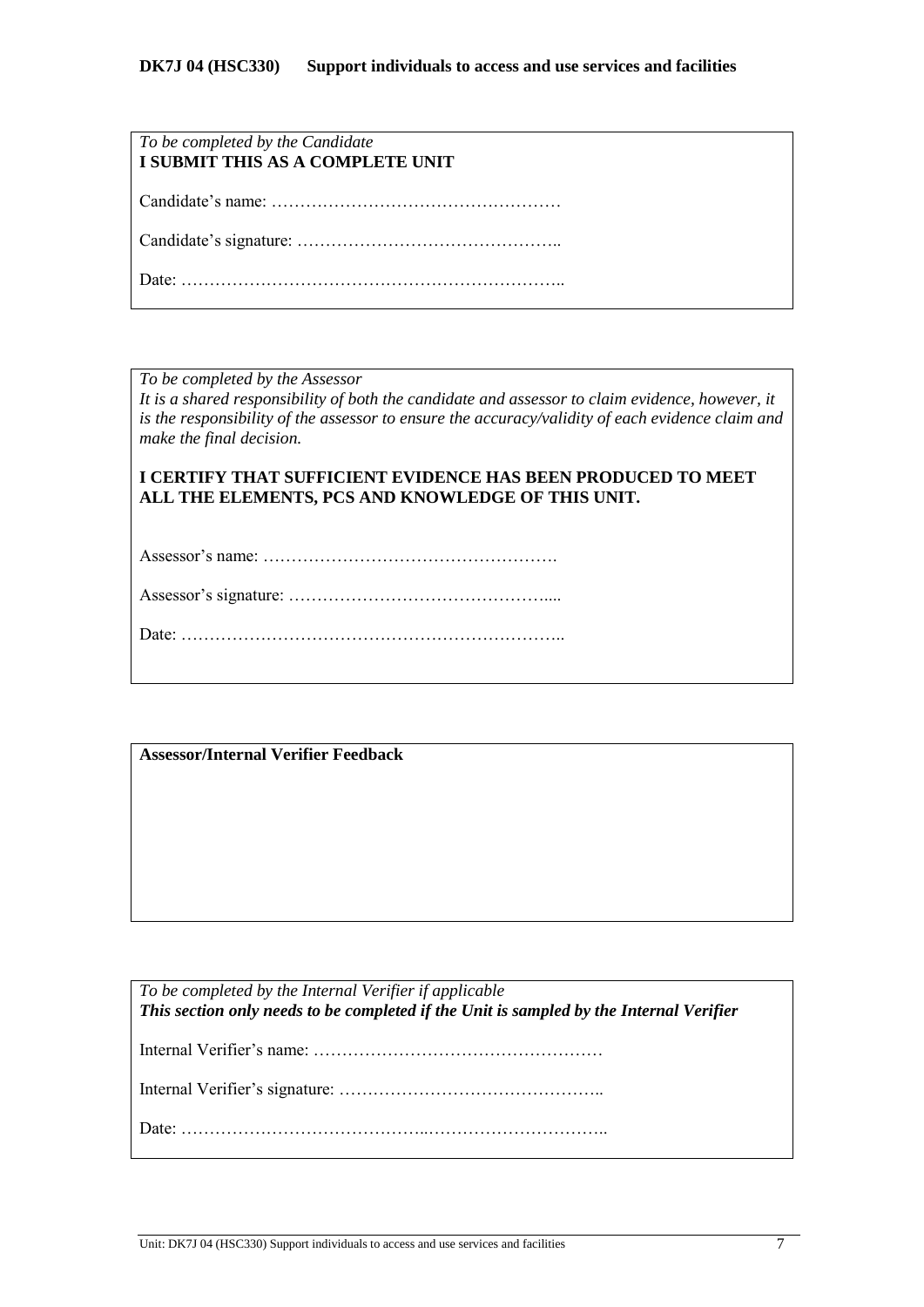**DK7J 04 (HSC330) Support individuals to access and use services and facilities**

*To be completed by the Candidate*
**I SUBMIT THIS AS A COMPLETE UNIT**

Candidate's name: ……………………………………………

Candidate's signature: ……………………………………..

Date: ………………………………………………………..

*To be completed by the Assessor*
*It is a shared responsibility of both the candidate and assessor to claim evidence, however, it is the responsibility of the assessor to ensure the accuracy/validity of each evidence claim and make the final decision.*

**I CERTIFY THAT SUFFICIENT EVIDENCE HAS BEEN PRODUCED TO MEET ALL THE ELEMENTS, PCS AND KNOWLEDGE OF THIS UNIT.**

Assessor's name: …………………………………………….

Assessor's signature: ……………………………………....

Date: ………………………………………………………..

**Assessor/Internal Verifier Feedback**

*To be completed by the Internal Verifier if applicable*
***This section only needs to be completed if the Unit is sampled by the Internal Verifier***

Internal Verifier's name: ……………………………………………

Internal Verifier's signature: ………………………………………..

Date: …………………………………..…………………………..